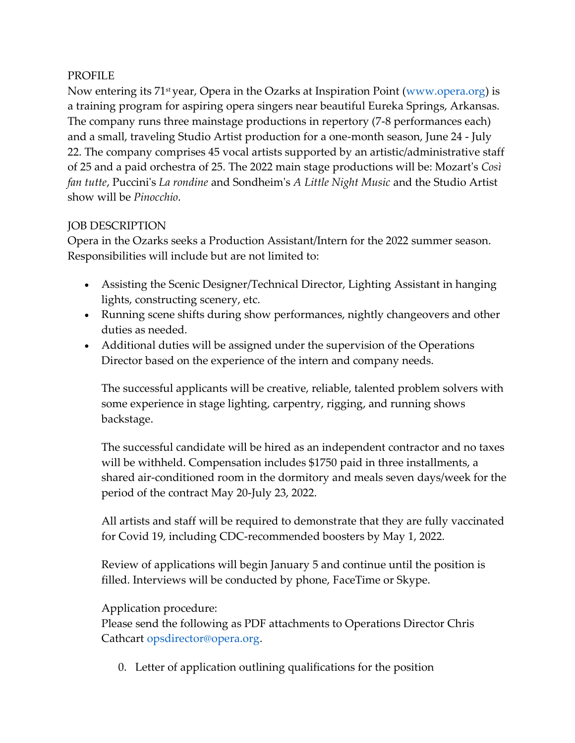PROFILE

Now entering its 71st year, Opera in the Ozarks at Inspiration Point (www.opera.org) is a training program for aspiring opera singers near beautiful Eureka Springs, Arkansas. The company runs three mainstage productions in repertory (7-8 performances each) and a small, traveling Studio Artist production for a one-month season, June 24 - July 22. The company comprises 45 vocal artists supported by an artistic/administrative staff of 25 and a paid orchestra of 25. The 2022 main stage productions will be: Mozart's *Così fan tutte*, Puccini's *La rondine* and Sondheim's *A Little Night Music* and the Studio Artist show will be *Pinocchio*.

JOB DESCRIPTION

Opera in the Ozarks seeks a Production Assistant/Intern for the 2022 summer season. Responsibilities will include but are not limited to:

- Assisting the Scenic Designer/Technical Director, Lighting Assistant in hanging lights, constructing scenery, etc.
- Running scene shifts during show performances, nightly changeovers and other duties as needed.
- Additional duties will be assigned under the supervision of the Operations Director based on the experience of the intern and company needs.

  The successful applicants will be creative, reliable, talented problem solvers with some experience in stage lighting, carpentry, rigging, and running shows backstage.

  The successful candidate will be hired as an independent contractor and no taxes will be withheld. Compensation includes $1750 paid in three installments, a shared air-conditioned room in the dormitory and meals seven days/week for the period of the contract May 20-July 23, 2022.

  All artists and staff will be required to demonstrate that they are fully vaccinated for Covid 19, including CDC-recommended boosters by May 1, 2022.

  Review of applications will begin January 5 and continue until the position is filled. Interviews will be conducted by phone, FaceTime or Skype.

  Application procedure:
  Please send the following as PDF attachments to Operations Director Chris Cathcart opsdirector@opera.org.

  0. Letter of application outlining qualifications for the position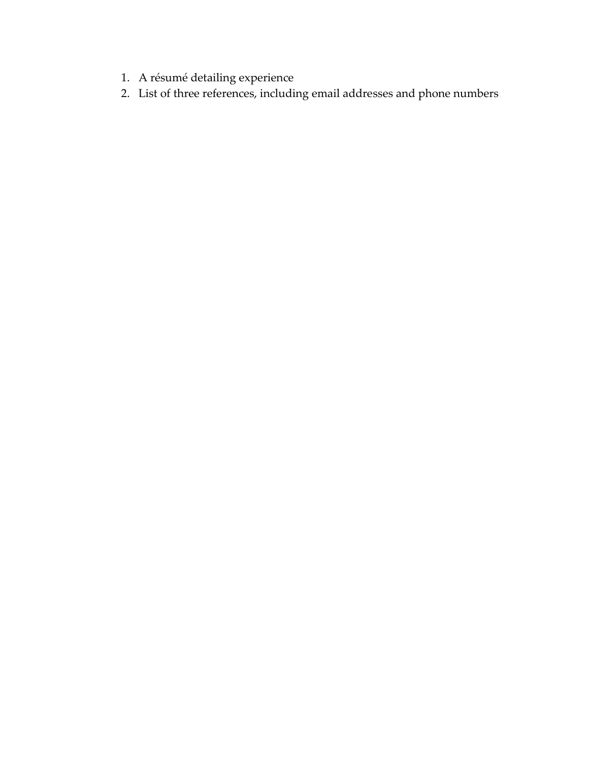1. A résumé detailing experience
2. List of three references, including email addresses and phone numbers